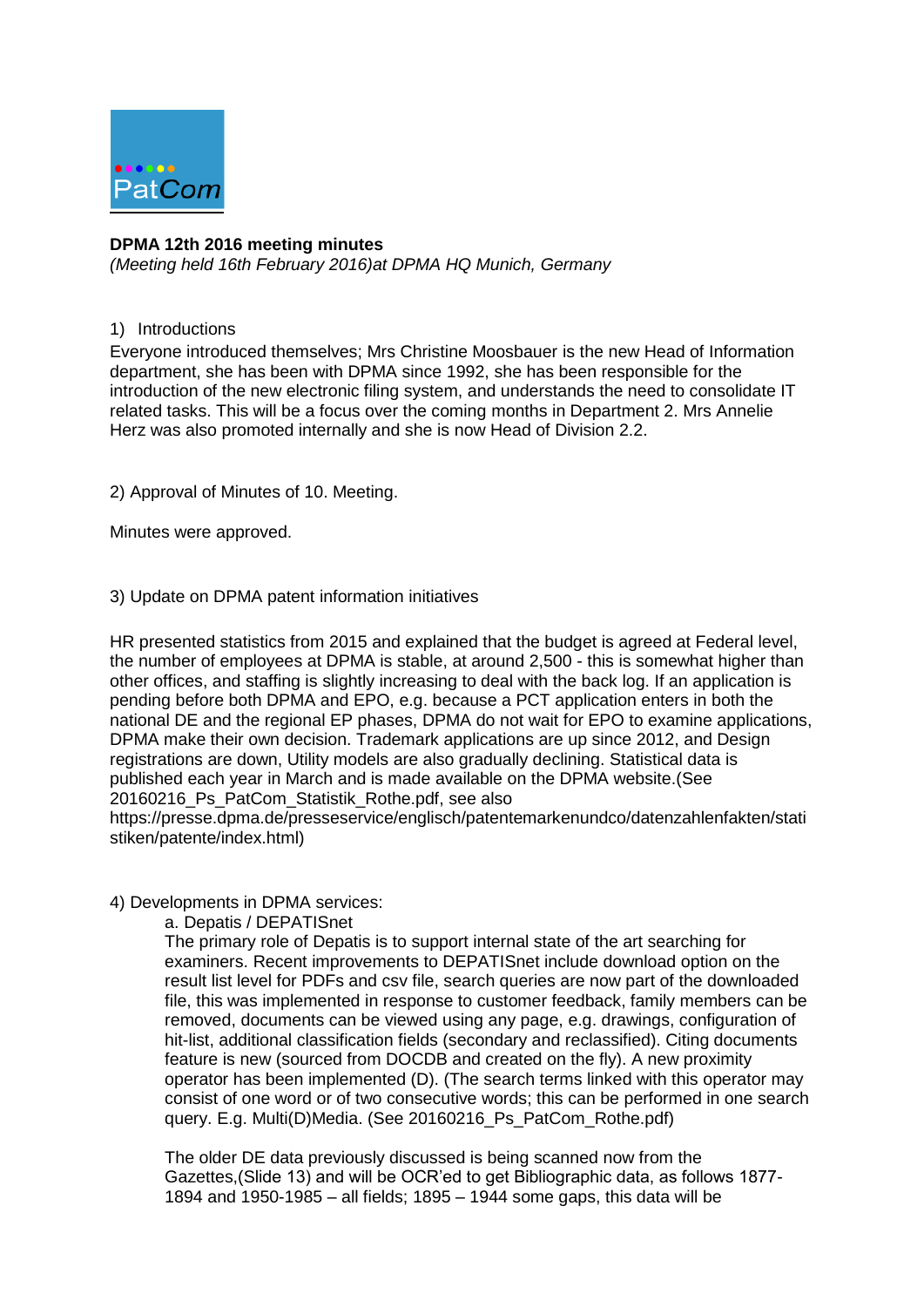PatCom

**DPMA 12th 2016 meeting minutes**

*(Meeting held 16th February 2016)at DPMA HQ Munich, Germany*

1) Introductions

Everyone introduced themselves; Mrs Christine Moosbauer is the new Head of Information department, she has been with DPMA since 1992, she has been responsible for the introduction of the new electronic filing system, and understands the need to consolidate IT related tasks. This will be a focus over the coming months in Department 2. Mrs Annelie Herz was also promoted internally and she is now Head of Division 2.2.

2) Approval of Minutes of 10. Meeting.

Minutes were approved.

3) Update on DPMA patent information initiatives

HR presented statistics from 2015 and explained that the budget is agreed at Federal level, the number of employees at DPMA is stable, at around 2,500 - this is somewhat higher than other offices, and staffing is slightly increasing to deal with the back log. If an application is pending before both DPMA and EPO, e.g. because a PCT application enters in both the national DE and the regional EP phases, DPMA do not wait for EPO to examine applications, DPMA make their own decision. Trademark applications are up since 2012, and Design registrations are down, Utility models are also gradually declining. Statistical data is published each year in March and is made available on the DPMA website.(See 20160216_Ps_PatCom_Statistik_Rothe.pdf, see also https://presse.dpma.de/presseservice/englisch/patentemarkenundco/datenzahlenfakten/statistiken/patente/index.html)

4) Developments in DPMA services:

a. Depatis / DEPATISnet

The primary role of Depatis is to support internal state of the art searching for examiners. Recent improvements to DEPATISnet include download option on the result list level for PDFs and csv file, search queries are now part of the downloaded file, this was implemented in response to customer feedback, family members can be removed, documents can be viewed using any page, e.g. drawings, configuration of hit-list, additional classification fields (secondary and reclassified). Citing documents feature is new (sourced from DOCDB and created on the fly). A new proximity operator has been implemented (D). (The search terms linked with this operator may consist of one word or of two consecutive words; this can be performed in one search query. E.g. Multi(D)Media. (See 20160216_Ps_PatCom_Rothe.pdf)

The older DE data previously discussed is being scanned now from the Gazettes,(Slide 13) and will be OCR'ed to get Bibliographic data, as follows 1877-1894 and 1950-1985 – all fields; 1895 – 1944 some gaps, this data will be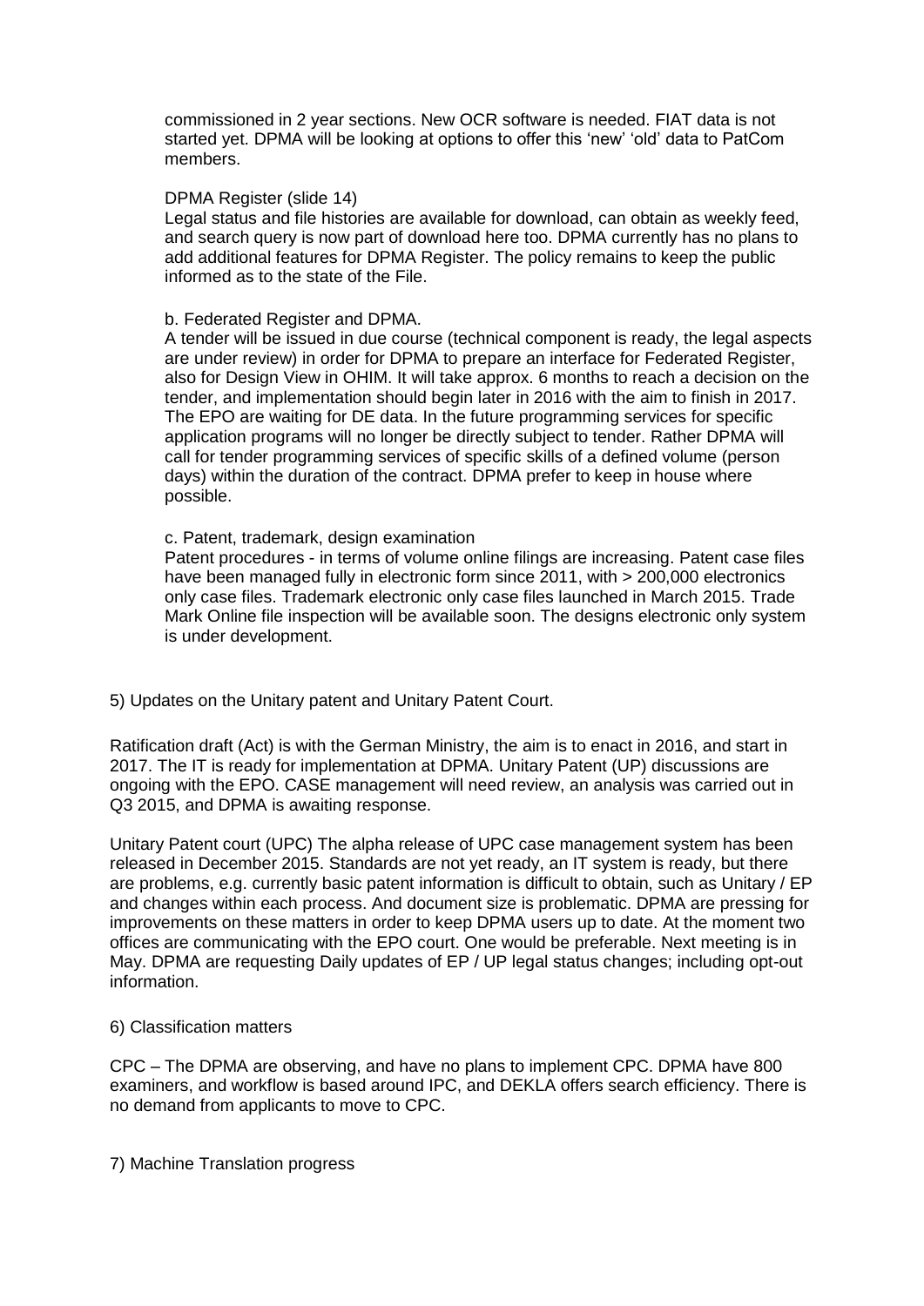commissioned in 2 year sections. New OCR software is needed. FIAT data is not started yet. DPMA will be looking at options to offer this 'new' 'old' data to PatCom members.

DPMA Register (slide 14)
Legal status and file histories are available for download, can obtain as weekly feed, and search query is now part of download here too. DPMA currently has no plans to add additional features for DPMA Register. The policy remains to keep the public informed as to the state of the File.

b. Federated Register and DPMA.
A tender will be issued in due course (technical component is ready, the legal aspects are under review) in order for DPMA to prepare an interface for Federated Register, also for Design View in OHIM. It will take approx. 6 months to reach a decision on the tender, and implementation should begin later in 2016 with the aim to finish in 2017. The EPO are waiting for DE data. In the future programming services for specific application programs will no longer be directly subject to tender. Rather DPMA will call for tender programming services of specific skills of a defined volume (person days) within the duration of the contract. DPMA prefer to keep in house where possible.

c. Patent, trademark, design examination
Patent procedures - in terms of volume online filings are increasing. Patent case files have been managed fully in electronic form since 2011, with > 200,000 electronics only case files. Trademark electronic only case files launched in March 2015. Trade Mark Online file inspection will be available soon. The designs electronic only system is under development.

5) Updates on the Unitary patent and Unitary Patent Court.

Ratification draft (Act) is with the German Ministry, the aim is to enact in 2016, and start in 2017. The IT is ready for implementation at DPMA. Unitary Patent (UP) discussions are ongoing with the EPO. CASE management will need review, an analysis was carried out in Q3 2015, and DPMA is awaiting response.

Unitary Patent court (UPC) The alpha release of UPC case management system has been released in December 2015. Standards are not yet ready, an IT system is ready, but there are problems, e.g. currently basic patent information is difficult to obtain, such as Unitary / EP and changes within each process. And document size is problematic. DPMA are pressing for improvements on these matters in order to keep DPMA users up to date. At the moment two offices are communicating with the EPO court. One would be preferable. Next meeting is in May. DPMA are requesting Daily updates of EP / UP legal status changes; including opt-out information.

6) Classification matters

CPC – The DPMA are observing, and have no plans to implement CPC. DPMA have 800 examiners, and workflow is based around IPC, and DEKLA offers search efficiency. There is no demand from applicants to move to CPC.

7) Machine Translation progress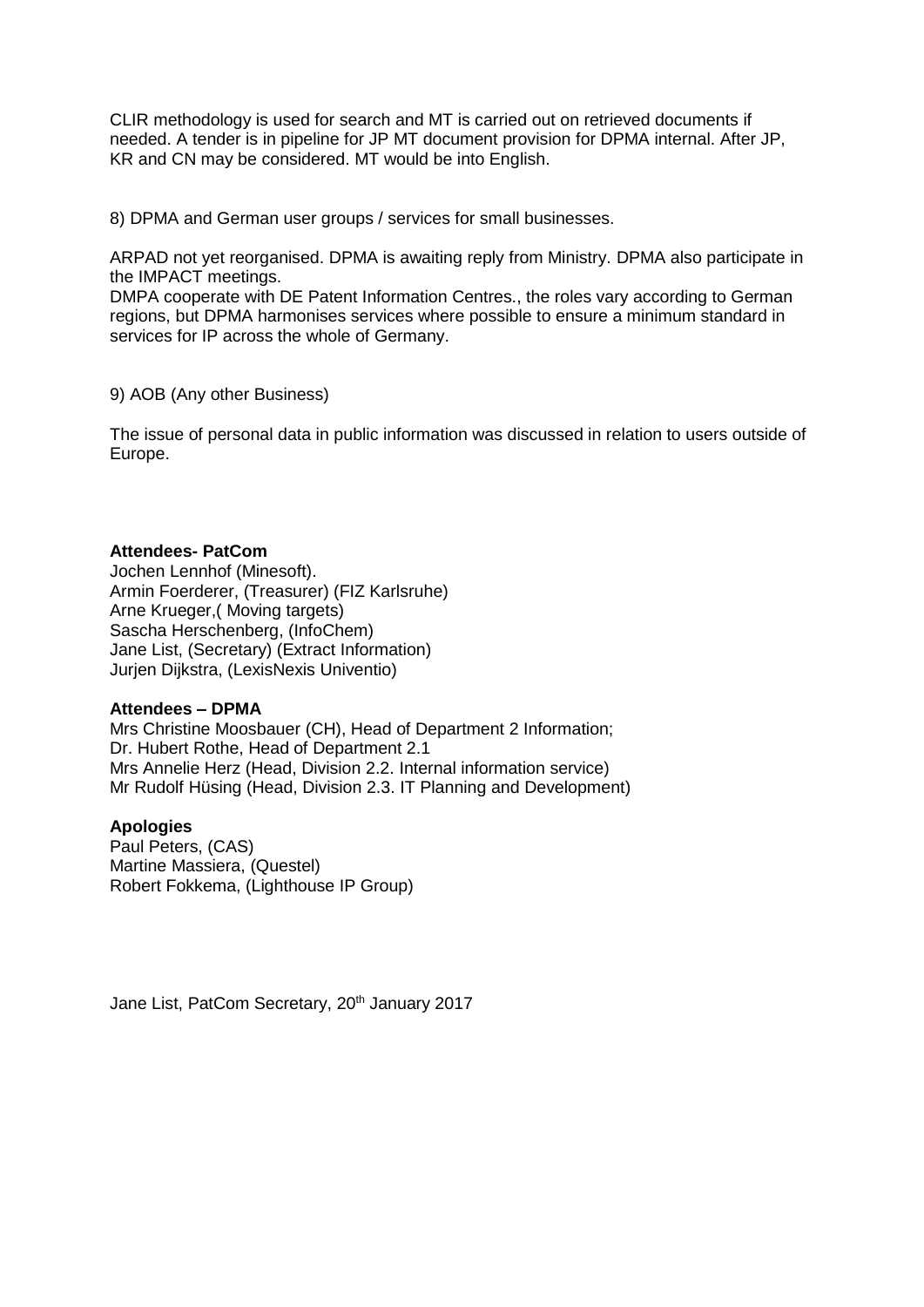CLIR methodology is used for search and MT is carried out on retrieved documents if needed. A tender is in pipeline for JP MT document provision for DPMA internal. After JP, KR and CN may be considered. MT would be into English.

8) DPMA and German user groups / services for small businesses.

ARPAD not yet reorganised. DPMA is awaiting reply from Ministry. DPMA also participate in the IMPACT meetings.
DMPA cooperate with DE Patent Information Centres., the roles vary according to German regions, but DPMA harmonises services where possible to ensure a minimum standard in services for IP across the whole of Germany.

9) AOB (Any other Business)

The issue of personal data in public information was discussed in relation to users outside of Europe.

**Attendees- PatCom**
Jochen Lennhof (Minesoft).
Armin Foerderer, (Treasurer) (FIZ Karlsruhe)
Arne Krueger,( Moving targets)
Sascha Herschenberg, (InfoChem)
Jane List, (Secretary) (Extract Information)
Jurjen Dijkstra, (LexisNexis Univentio)

**Attendees – DPMA**
Mrs Christine Moosbauer (CH), Head of Department 2 Information;
Dr. Hubert Rothe, Head of Department 2.1
Mrs Annelie Herz (Head, Division 2.2. Internal information service)
Mr Rudolf Hüsing (Head, Division 2.3. IT Planning and Development)

**Apologies**
Paul Peters, (CAS)
Martine Massiera, (Questel)
Robert Fokkema, (Lighthouse IP Group)

Jane List, PatCom Secretary, 20th January 2017